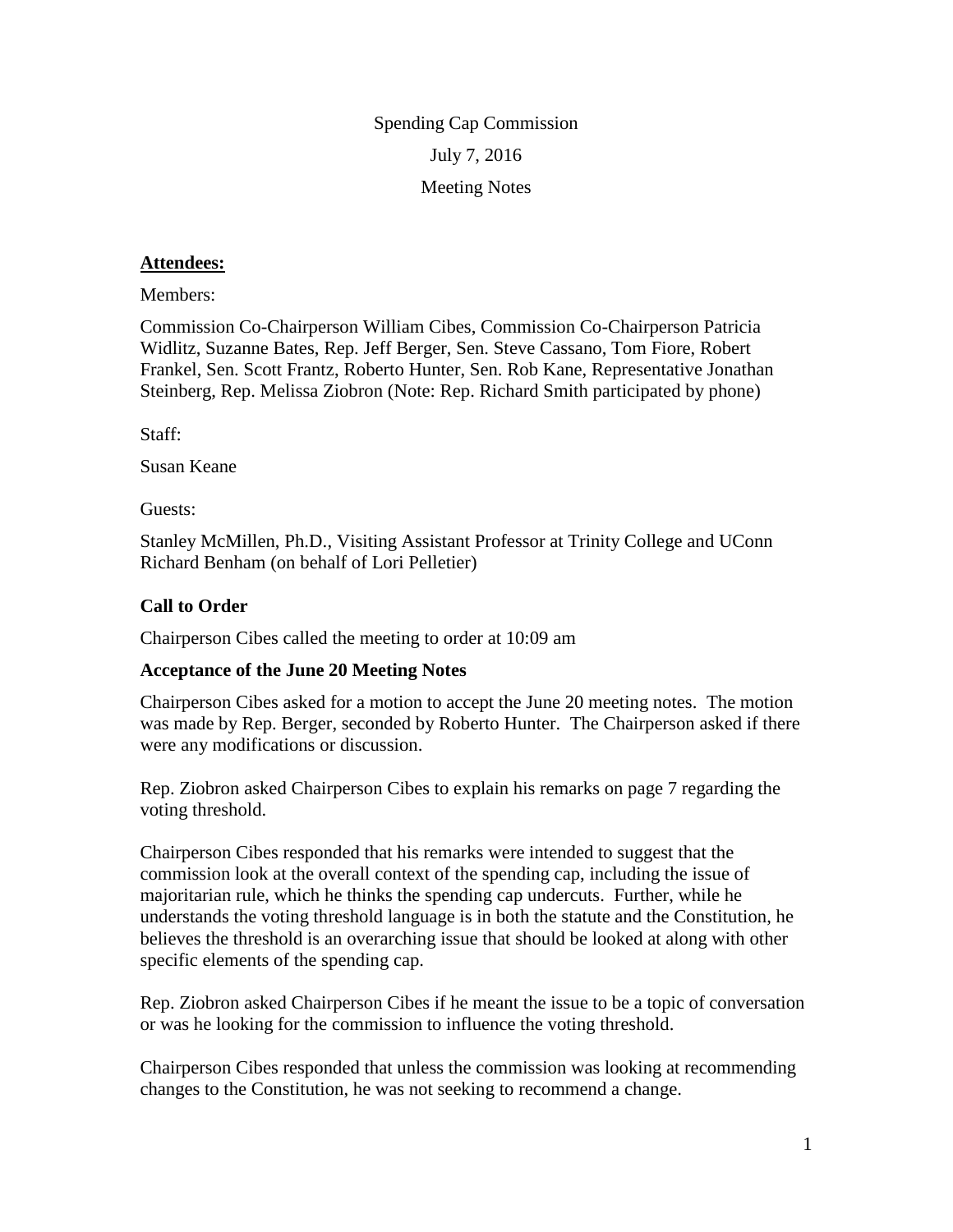Spending Cap Commission

July 7, 2016

Meeting Notes

**Attendees:**

Members:

Commission Co-Chairperson William Cibes, Commission Co-Chairperson Patricia Widlitz, Suzanne Bates, Rep. Jeff Berger, Sen. Steve Cassano, Tom Fiore, Robert Frankel, Sen. Scott Frantz, Roberto Hunter, Sen. Rob Kane, Representative Jonathan Steinberg, Rep. Melissa Ziobron (Note: Rep. Richard Smith participated by phone)

Staff:

Susan Keane

Guests:

Stanley McMillen, Ph.D., Visiting Assistant Professor at Trinity College and UConn
Richard Benham (on behalf of Lori Pelletier)

**Call to Order**

Chairperson Cibes called the meeting to order at 10:09 am

**Acceptance of the June 20 Meeting Notes**

Chairperson Cibes asked for a motion to accept the June 20 meeting notes. The motion was made by Rep. Berger, seconded by Roberto Hunter. The Chairperson asked if there were any modifications or discussion.

Rep. Ziobron asked Chairperson Cibes to explain his remarks on page 7 regarding the voting threshold.

Chairperson Cibes responded that his remarks were intended to suggest that the commission look at the overall context of the spending cap, including the issue of majoritarian rule, which he thinks the spending cap undercuts. Further, while he understands the voting threshold language is in both the statute and the Constitution, he believes the threshold is an overarching issue that should be looked at along with other specific elements of the spending cap.

Rep. Ziobron asked Chairperson Cibes if he meant the issue to be a topic of conversation or was he looking for the commission to influence the voting threshold.

Chairperson Cibes responded that unless the commission was looking at recommending changes to the Constitution, he was not seeking to recommend a change.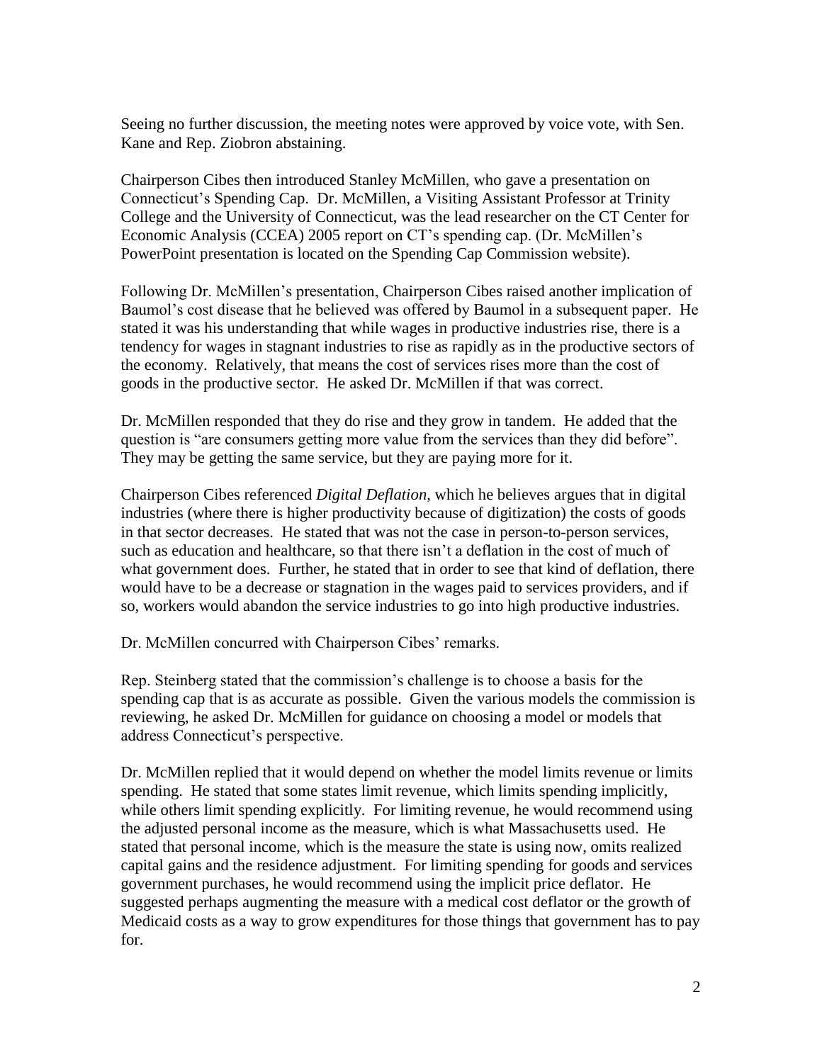Seeing no further discussion, the meeting notes were approved by voice vote, with Sen. Kane and Rep. Ziobron abstaining.

Chairperson Cibes then introduced Stanley McMillen, who gave a presentation on Connecticut's Spending Cap. Dr. McMillen, a Visiting Assistant Professor at Trinity College and the University of Connecticut, was the lead researcher on the CT Center for Economic Analysis (CCEA) 2005 report on CT's spending cap. (Dr. McMillen's PowerPoint presentation is located on the Spending Cap Commission website).

Following Dr. McMillen's presentation, Chairperson Cibes raised another implication of Baumol's cost disease that he believed was offered by Baumol in a subsequent paper. He stated it was his understanding that while wages in productive industries rise, there is a tendency for wages in stagnant industries to rise as rapidly as in the productive sectors of the economy. Relatively, that means the cost of services rises more than the cost of goods in the productive sector. He asked Dr. McMillen if that was correct.

Dr. McMillen responded that they do rise and they grow in tandem. He added that the question is "are consumers getting more value from the services than they did before". They may be getting the same service, but they are paying more for it.

Chairperson Cibes referenced *Digital Deflation*, which he believes argues that in digital industries (where there is higher productivity because of digitization) the costs of goods in that sector decreases. He stated that was not the case in person-to-person services, such as education and healthcare, so that there isn't a deflation in the cost of much of what government does. Further, he stated that in order to see that kind of deflation, there would have to be a decrease or stagnation in the wages paid to services providers, and if so, workers would abandon the service industries to go into high productive industries.

Dr. McMillen concurred with Chairperson Cibes' remarks.

Rep. Steinberg stated that the commission's challenge is to choose a basis for the spending cap that is as accurate as possible. Given the various models the commission is reviewing, he asked Dr. McMillen for guidance on choosing a model or models that address Connecticut's perspective.

Dr. McMillen replied that it would depend on whether the model limits revenue or limits spending. He stated that some states limit revenue, which limits spending implicitly, while others limit spending explicitly. For limiting revenue, he would recommend using the adjusted personal income as the measure, which is what Massachusetts used. He stated that personal income, which is the measure the state is using now, omits realized capital gains and the residence adjustment. For limiting spending for goods and services government purchases, he would recommend using the implicit price deflator. He suggested perhaps augmenting the measure with a medical cost deflator or the growth of Medicaid costs as a way to grow expenditures for those things that government has to pay for.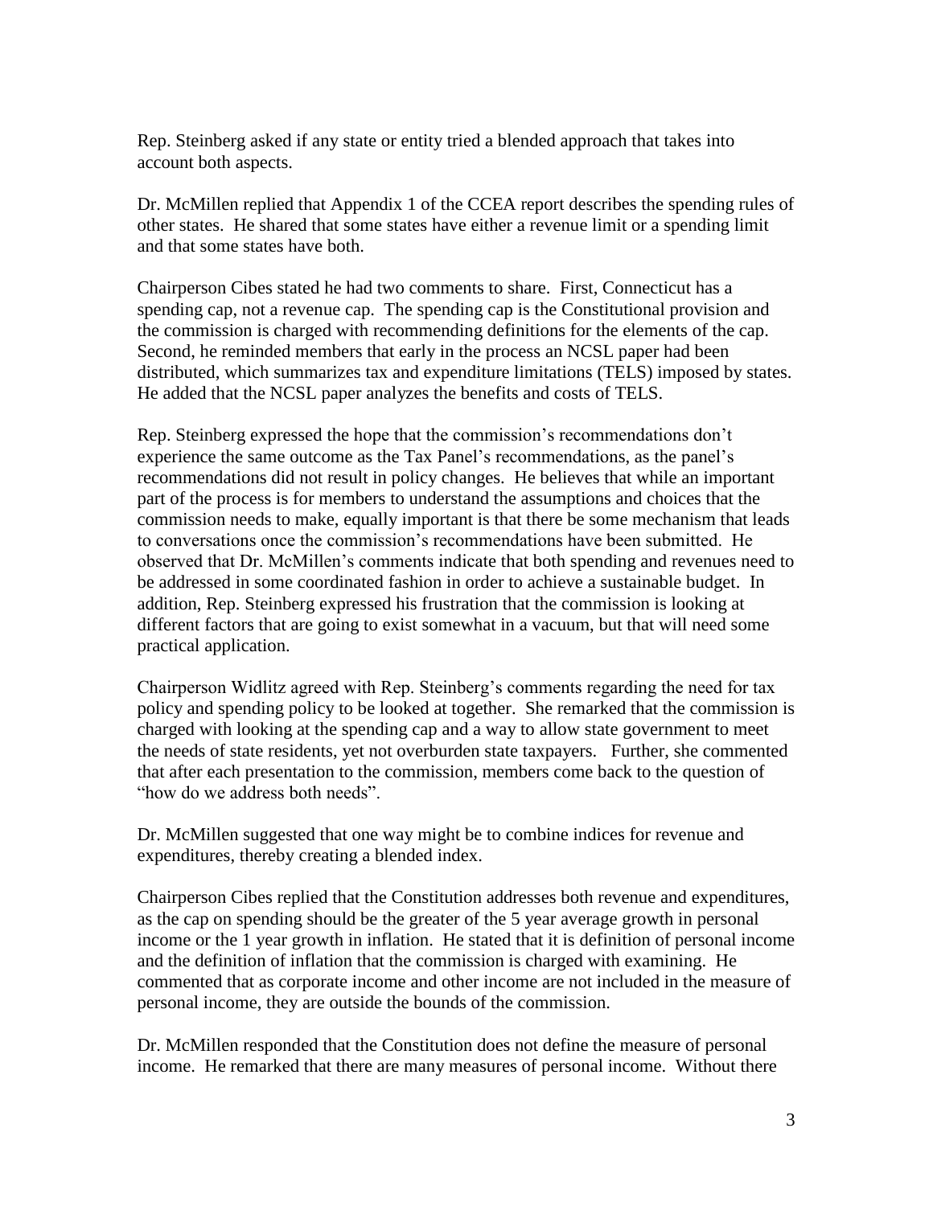Rep. Steinberg asked if any state or entity tried a blended approach that takes into account both aspects.

Dr. McMillen replied that Appendix 1 of the CCEA report describes the spending rules of other states. He shared that some states have either a revenue limit or a spending limit and that some states have both.

Chairperson Cibes stated he had two comments to share. First, Connecticut has a spending cap, not a revenue cap. The spending cap is the Constitutional provision and the commission is charged with recommending definitions for the elements of the cap. Second, he reminded members that early in the process an NCSL paper had been distributed, which summarizes tax and expenditure limitations (TELS) imposed by states. He added that the NCSL paper analyzes the benefits and costs of TELS.

Rep. Steinberg expressed the hope that the commission's recommendations don't experience the same outcome as the Tax Panel's recommendations, as the panel's recommendations did not result in policy changes. He believes that while an important part of the process is for members to understand the assumptions and choices that the commission needs to make, equally important is that there be some mechanism that leads to conversations once the commission's recommendations have been submitted. He observed that Dr. McMillen's comments indicate that both spending and revenues need to be addressed in some coordinated fashion in order to achieve a sustainable budget. In addition, Rep. Steinberg expressed his frustration that the commission is looking at different factors that are going to exist somewhat in a vacuum, but that will need some practical application.

Chairperson Widlitz agreed with Rep. Steinberg's comments regarding the need for tax policy and spending policy to be looked at together. She remarked that the commission is charged with looking at the spending cap and a way to allow state government to meet the needs of state residents, yet not overburden state taxpayers. Further, she commented that after each presentation to the commission, members come back to the question of "how do we address both needs".

Dr. McMillen suggested that one way might be to combine indices for revenue and expenditures, thereby creating a blended index.

Chairperson Cibes replied that the Constitution addresses both revenue and expenditures, as the cap on spending should be the greater of the 5 year average growth in personal income or the 1 year growth in inflation. He stated that it is definition of personal income and the definition of inflation that the commission is charged with examining. He commented that as corporate income and other income are not included in the measure of personal income, they are outside the bounds of the commission.

Dr. McMillen responded that the Constitution does not define the measure of personal income. He remarked that there are many measures of personal income. Without there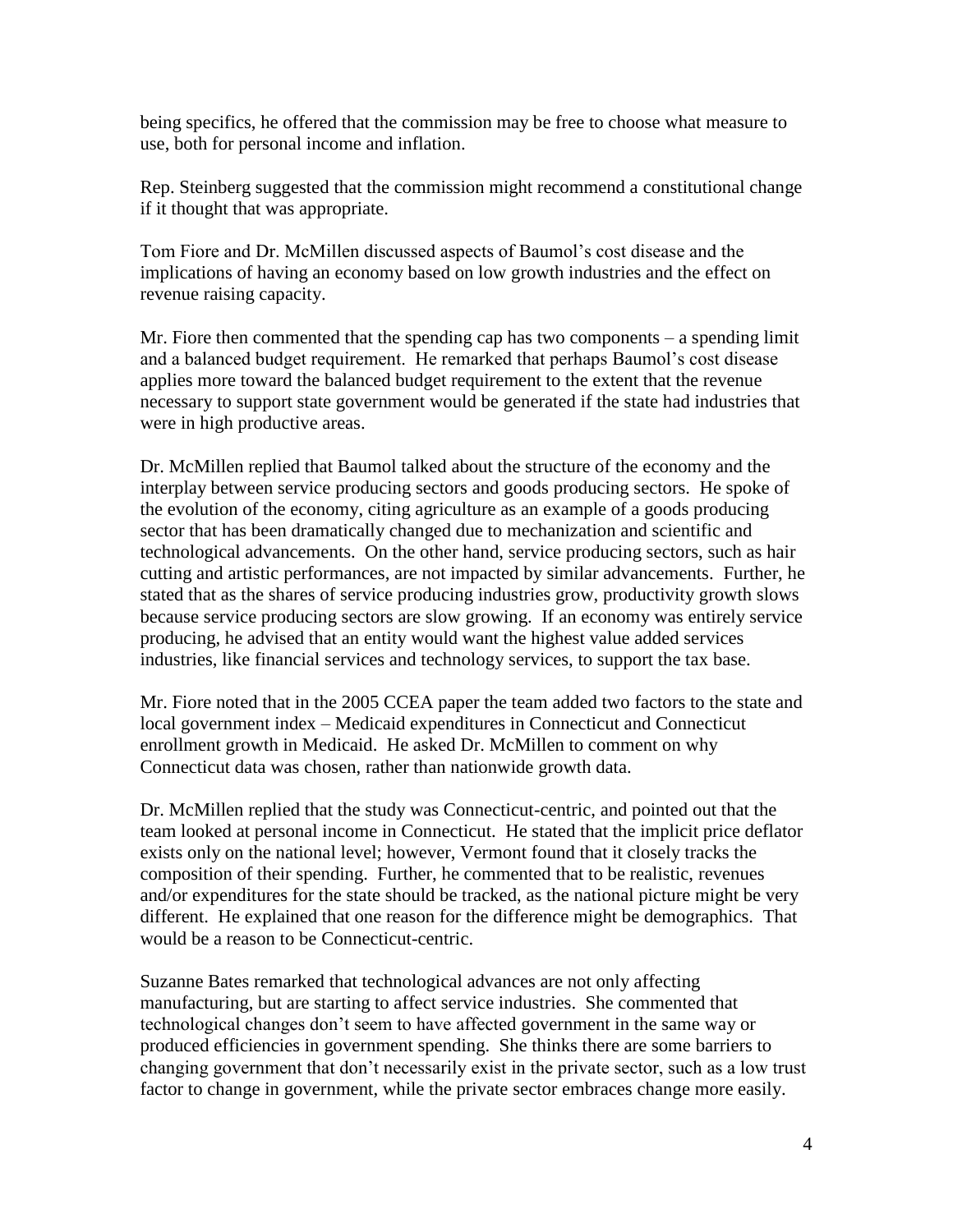being specifics, he offered that the commission may be free to choose what measure to use, both for personal income and inflation.

Rep. Steinberg suggested that the commission might recommend a constitutional change if it thought that was appropriate.

Tom Fiore and Dr. McMillen discussed aspects of Baumol's cost disease and the implications of having an economy based on low growth industries and the effect on revenue raising capacity.

Mr. Fiore then commented that the spending cap has two components – a spending limit and a balanced budget requirement. He remarked that perhaps Baumol's cost disease applies more toward the balanced budget requirement to the extent that the revenue necessary to support state government would be generated if the state had industries that were in high productive areas.

Dr. McMillen replied that Baumol talked about the structure of the economy and the interplay between service producing sectors and goods producing sectors. He spoke of the evolution of the economy, citing agriculture as an example of a goods producing sector that has been dramatically changed due to mechanization and scientific and technological advancements. On the other hand, service producing sectors, such as hair cutting and artistic performances, are not impacted by similar advancements. Further, he stated that as the shares of service producing industries grow, productivity growth slows because service producing sectors are slow growing. If an economy was entirely service producing, he advised that an entity would want the highest value added services industries, like financial services and technology services, to support the tax base.

Mr. Fiore noted that in the 2005 CCEA paper the team added two factors to the state and local government index – Medicaid expenditures in Connecticut and Connecticut enrollment growth in Medicaid. He asked Dr. McMillen to comment on why Connecticut data was chosen, rather than nationwide growth data.

Dr. McMillen replied that the study was Connecticut-centric, and pointed out that the team looked at personal income in Connecticut. He stated that the implicit price deflator exists only on the national level; however, Vermont found that it closely tracks the composition of their spending. Further, he commented that to be realistic, revenues and/or expenditures for the state should be tracked, as the national picture might be very different. He explained that one reason for the difference might be demographics. That would be a reason to be Connecticut-centric.

Suzanne Bates remarked that technological advances are not only affecting manufacturing, but are starting to affect service industries. She commented that technological changes don't seem to have affected government in the same way or produced efficiencies in government spending. She thinks there are some barriers to changing government that don't necessarily exist in the private sector, such as a low trust factor to change in government, while the private sector embraces change more easily.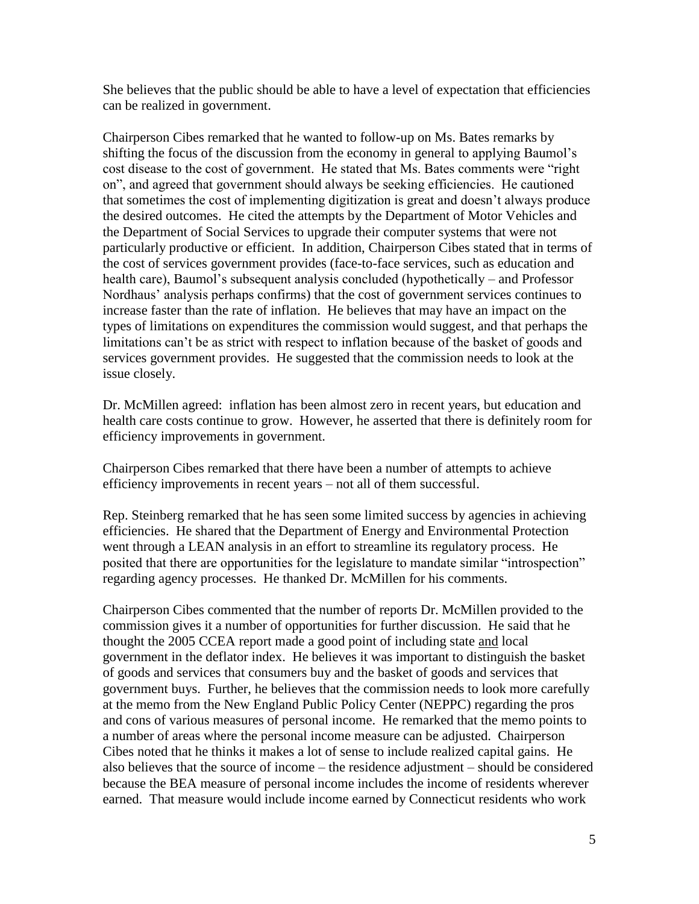She believes that the public should be able to have a level of expectation that efficiencies can be realized in government.

Chairperson Cibes remarked that he wanted to follow-up on Ms. Bates remarks by shifting the focus of the discussion from the economy in general to applying Baumol's cost disease to the cost of government. He stated that Ms. Bates comments were "right on", and agreed that government should always be seeking efficiencies. He cautioned that sometimes the cost of implementing digitization is great and doesn't always produce the desired outcomes. He cited the attempts by the Department of Motor Vehicles and the Department of Social Services to upgrade their computer systems that were not particularly productive or efficient. In addition, Chairperson Cibes stated that in terms of the cost of services government provides (face-to-face services, such as education and health care), Baumol's subsequent analysis concluded (hypothetically – and Professor Nordhaus' analysis perhaps confirms) that the cost of government services continues to increase faster than the rate of inflation. He believes that may have an impact on the types of limitations on expenditures the commission would suggest, and that perhaps the limitations can't be as strict with respect to inflation because of the basket of goods and services government provides. He suggested that the commission needs to look at the issue closely.

Dr. McMillen agreed: inflation has been almost zero in recent years, but education and health care costs continue to grow. However, he asserted that there is definitely room for efficiency improvements in government.

Chairperson Cibes remarked that there have been a number of attempts to achieve efficiency improvements in recent years – not all of them successful.

Rep. Steinberg remarked that he has seen some limited success by agencies in achieving efficiencies. He shared that the Department of Energy and Environmental Protection went through a LEAN analysis in an effort to streamline its regulatory process. He posited that there are opportunities for the legislature to mandate similar "introspection" regarding agency processes. He thanked Dr. McMillen for his comments.

Chairperson Cibes commented that the number of reports Dr. McMillen provided to the commission gives it a number of opportunities for further discussion. He said that he thought the 2005 CCEA report made a good point of including state <u>and</u> local government in the deflator index. He believes it was important to distinguish the basket of goods and services that consumers buy and the basket of goods and services that government buys. Further, he believes that the commission needs to look more carefully at the memo from the New England Public Policy Center (NEPPC) regarding the pros and cons of various measures of personal income. He remarked that the memo points to a number of areas where the personal income measure can be adjusted. Chairperson Cibes noted that he thinks it makes a lot of sense to include realized capital gains. He also believes that the source of income – the residence adjustment – should be considered because the BEA measure of personal income includes the income of residents wherever earned. That measure would include income earned by Connecticut residents who work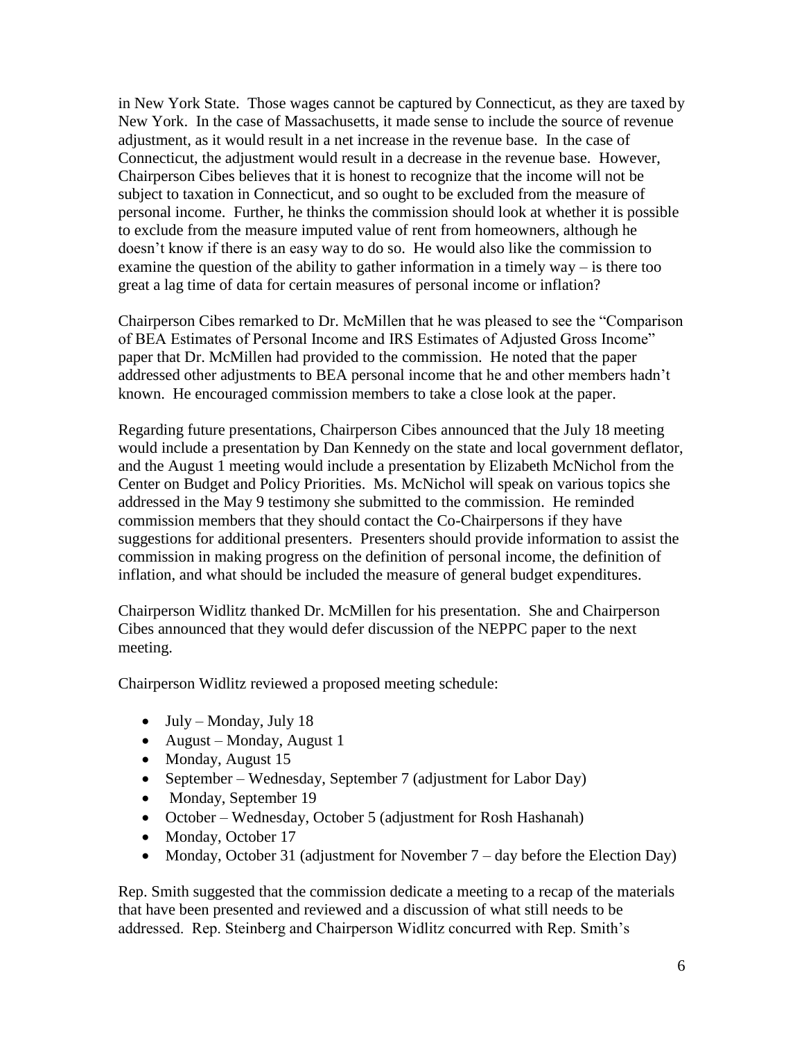in New York State. Those wages cannot be captured by Connecticut, as they are taxed by New York. In the case of Massachusetts, it made sense to include the source of revenue adjustment, as it would result in a net increase in the revenue base. In the case of Connecticut, the adjustment would result in a decrease in the revenue base. However, Chairperson Cibes believes that it is honest to recognize that the income will not be subject to taxation in Connecticut, and so ought to be excluded from the measure of personal income. Further, he thinks the commission should look at whether it is possible to exclude from the measure imputed value of rent from homeowners, although he doesn't know if there is an easy way to do so. He would also like the commission to examine the question of the ability to gather information in a timely way – is there too great a lag time of data for certain measures of personal income or inflation?

Chairperson Cibes remarked to Dr. McMillen that he was pleased to see the "Comparison of BEA Estimates of Personal Income and IRS Estimates of Adjusted Gross Income" paper that Dr. McMillen had provided to the commission. He noted that the paper addressed other adjustments to BEA personal income that he and other members hadn't known. He encouraged commission members to take a close look at the paper.

Regarding future presentations, Chairperson Cibes announced that the July 18 meeting would include a presentation by Dan Kennedy on the state and local government deflator, and the August 1 meeting would include a presentation by Elizabeth McNichol from the Center on Budget and Policy Priorities. Ms. McNichol will speak on various topics she addressed in the May 9 testimony she submitted to the commission. He reminded commission members that they should contact the Co-Chairpersons if they have suggestions for additional presenters. Presenters should provide information to assist the commission in making progress on the definition of personal income, the definition of inflation, and what should be included the measure of general budget expenditures.

Chairperson Widlitz thanked Dr. McMillen for his presentation. She and Chairperson Cibes announced that they would defer discussion of the NEPPC paper to the next meeting.

Chairperson Widlitz reviewed a proposed meeting schedule:

- July – Monday, July 18
- August – Monday, August 1
- Monday, August 15
- September – Wednesday, September 7 (adjustment for Labor Day)
- Monday, September 19
- October – Wednesday, October 5 (adjustment for Rosh Hashanah)
- Monday, October 17
- Monday, October 31 (adjustment for November 7 – day before the Election Day)

Rep. Smith suggested that the commission dedicate a meeting to a recap of the materials that have been presented and reviewed and a discussion of what still needs to be addressed. Rep. Steinberg and Chairperson Widlitz concurred with Rep. Smith's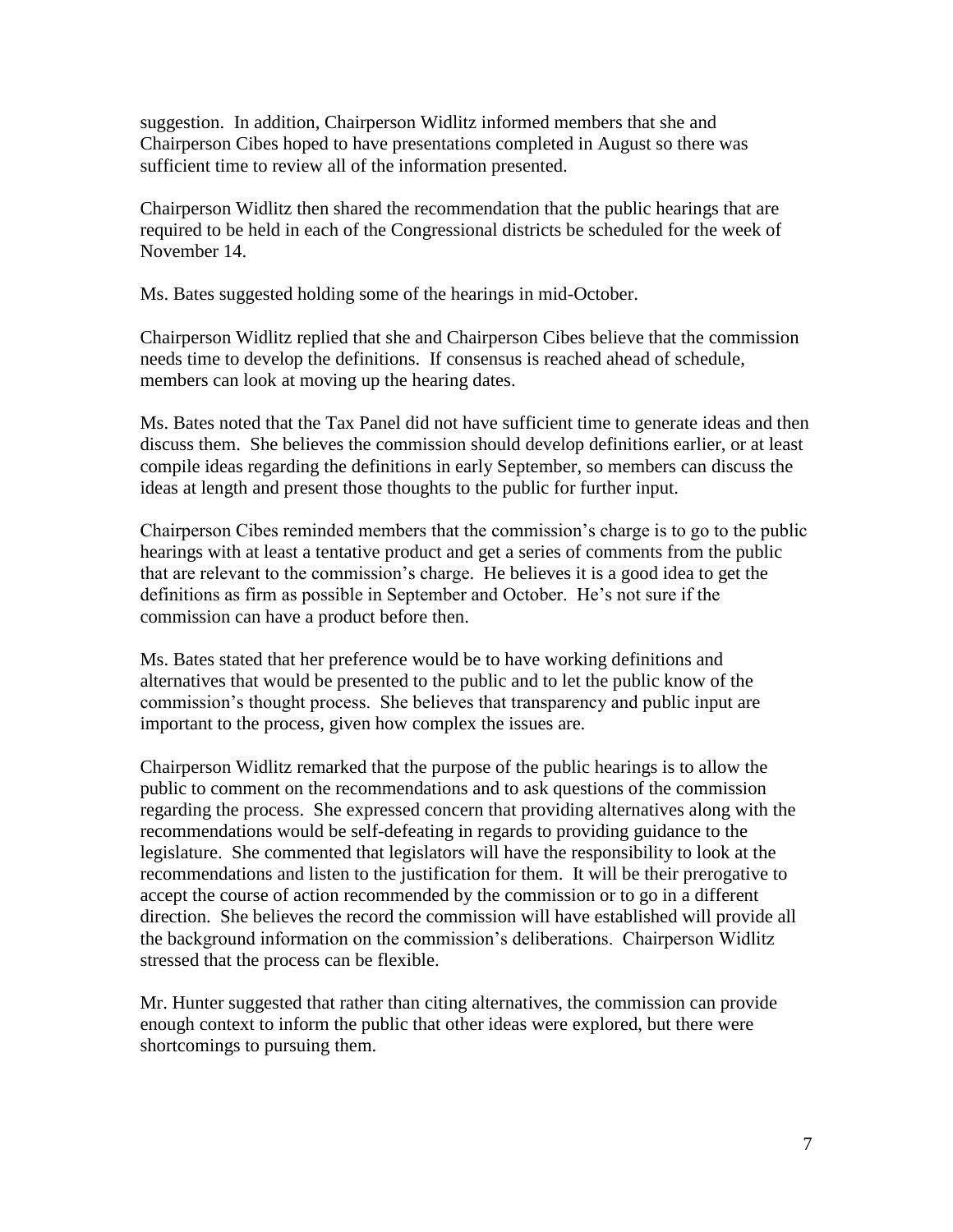suggestion. In addition, Chairperson Widlitz informed members that she and Chairperson Cibes hoped to have presentations completed in August so there was sufficient time to review all of the information presented.

Chairperson Widlitz then shared the recommendation that the public hearings that are required to be held in each of the Congressional districts be scheduled for the week of November 14.

Ms. Bates suggested holding some of the hearings in mid-October.

Chairperson Widlitz replied that she and Chairperson Cibes believe that the commission needs time to develop the definitions. If consensus is reached ahead of schedule, members can look at moving up the hearing dates.

Ms. Bates noted that the Tax Panel did not have sufficient time to generate ideas and then discuss them. She believes the commission should develop definitions earlier, or at least compile ideas regarding the definitions in early September, so members can discuss the ideas at length and present those thoughts to the public for further input.

Chairperson Cibes reminded members that the commission's charge is to go to the public hearings with at least a tentative product and get a series of comments from the public that are relevant to the commission's charge. He believes it is a good idea to get the definitions as firm as possible in September and October. He's not sure if the commission can have a product before then.

Ms. Bates stated that her preference would be to have working definitions and alternatives that would be presented to the public and to let the public know of the commission's thought process. She believes that transparency and public input are important to the process, given how complex the issues are.

Chairperson Widlitz remarked that the purpose of the public hearings is to allow the public to comment on the recommendations and to ask questions of the commission regarding the process. She expressed concern that providing alternatives along with the recommendations would be self-defeating in regards to providing guidance to the legislature. She commented that legislators will have the responsibility to look at the recommendations and listen to the justification for them. It will be their prerogative to accept the course of action recommended by the commission or to go in a different direction. She believes the record the commission will have established will provide all the background information on the commission's deliberations. Chairperson Widlitz stressed that the process can be flexible.

Mr. Hunter suggested that rather than citing alternatives, the commission can provide enough context to inform the public that other ideas were explored, but there were shortcomings to pursuing them.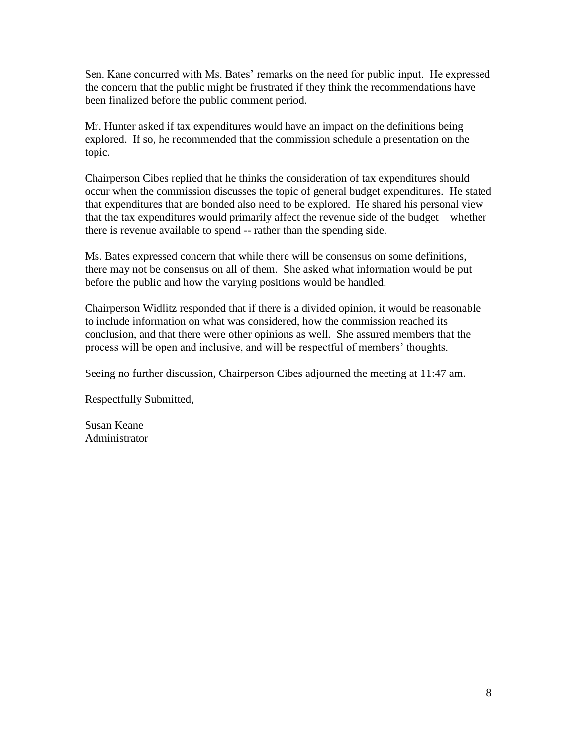Sen. Kane concurred with Ms. Bates' remarks on the need for public input. He expressed the concern that the public might be frustrated if they think the recommendations have been finalized before the public comment period.

Mr. Hunter asked if tax expenditures would have an impact on the definitions being explored. If so, he recommended that the commission schedule a presentation on the topic.

Chairperson Cibes replied that he thinks the consideration of tax expenditures should occur when the commission discusses the topic of general budget expenditures. He stated that expenditures that are bonded also need to be explored. He shared his personal view that the tax expenditures would primarily affect the revenue side of the budget – whether there is revenue available to spend -- rather than the spending side.

Ms. Bates expressed concern that while there will be consensus on some definitions, there may not be consensus on all of them. She asked what information would be put before the public and how the varying positions would be handled.

Chairperson Widlitz responded that if there is a divided opinion, it would be reasonable to include information on what was considered, how the commission reached its conclusion, and that there were other opinions as well. She assured members that the process will be open and inclusive, and will be respectful of members' thoughts.

Seeing no further discussion, Chairperson Cibes adjourned the meeting at 11:47 am.

Respectfully Submitted,

Susan Keane
Administrator